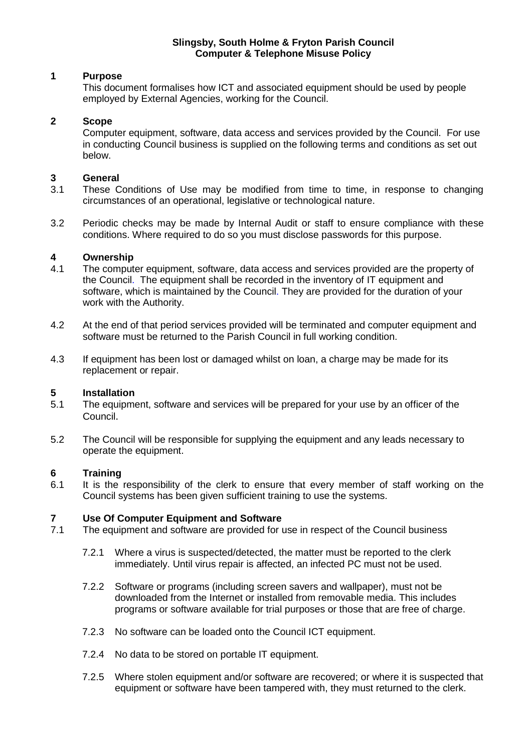# Slingsby, South Holme & Fryton Parish Council
# Computer & Telephone Misuse Policy

## 1 Purpose

This document formalises how ICT and associated equipment should be used by people employed by External Agencies, working for the Council.

## 2 Scope

Computer equipment, software, data access and services provided by the Council. For use in conducting Council business is supplied on the following terms and conditions as set out below.

## 3 General

3.1 These Conditions of Use may be modified from time to time, in response to changing circumstances of an operational, legislative or technological nature.

3.2 Periodic checks may be made by Internal Audit or staff to ensure compliance with these conditions. Where required to do so you must disclose passwords for this purpose.

## 4 Ownership

4.1 The computer equipment, software, data access and services provided are the property of the Council. The equipment shall be recorded in the inventory of IT equipment and software, which is maintained by the Council. They are provided for the duration of your work with the Authority.

4.2 At the end of that period services provided will be terminated and computer equipment and software must be returned to the Parish Council in full working condition.

4.3 If equipment has been lost or damaged whilst on loan, a charge may be made for its replacement or repair.

## 5 Installation

5.1 The equipment, software and services will be prepared for your use by an officer of the Council.

5.2 The Council will be responsible for supplying the equipment and any leads necessary to operate the equipment.

## 6 Training

6.1 It is the responsibility of the clerk to ensure that every member of staff working on the Council systems has been given sufficient training to use the systems.

## 7 Use Of Computer Equipment and Software

7.1 The equipment and software are provided for use in respect of the Council business

7.2.1 Where a virus is suspected/detected, the matter must be reported to the clerk immediately. Until virus repair is affected, an infected PC must not be used.

7.2.2 Software or programs (including screen savers and wallpaper), must not be downloaded from the Internet or installed from removable media. This includes programs or software available for trial purposes or those that are free of charge.

7.2.3 No software can be loaded onto the Council ICT equipment.

7.2.4 No data to be stored on portable IT equipment.

7.2.5 Where stolen equipment and/or software are recovered; or where it is suspected that equipment or software have been tampered with, they must returned to the clerk.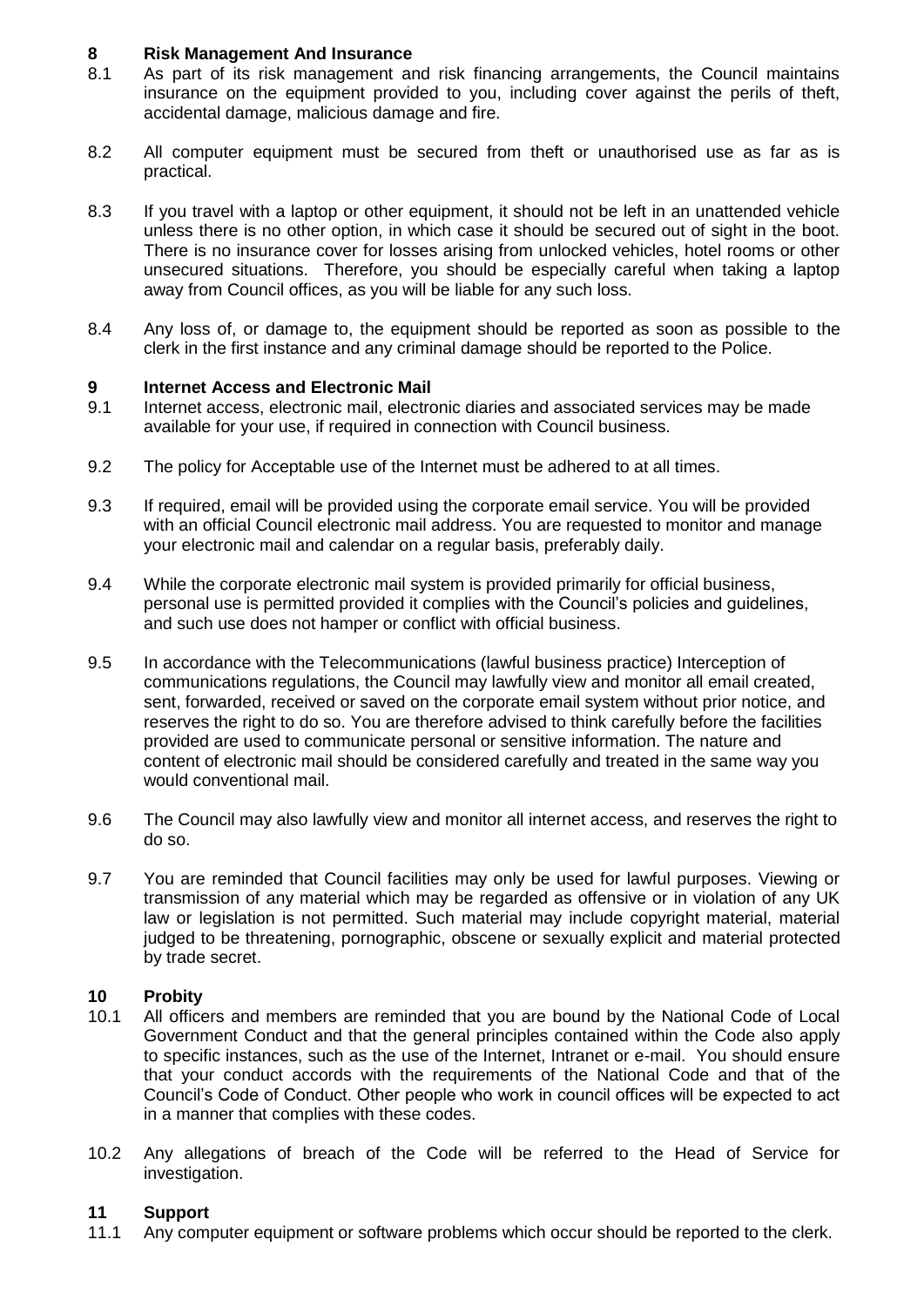## 8 Risk Management And Insurance

8.1 As part of its risk management and risk financing arrangements, the Council maintains insurance on the equipment provided to you, including cover against the perils of theft, accidental damage, malicious damage and fire.

8.2 All computer equipment must be secured from theft or unauthorised use as far as is practical.

8.3 If you travel with a laptop or other equipment, it should not be left in an unattended vehicle unless there is no other option, in which case it should be secured out of sight in the boot. There is no insurance cover for losses arising from unlocked vehicles, hotel rooms or other unsecured situations. Therefore, you should be especially careful when taking a laptop away from Council offices, as you will be liable for any such loss.

8.4 Any loss of, or damage to, the equipment should be reported as soon as possible to the clerk in the first instance and any criminal damage should be reported to the Police.

## 9 Internet Access and Electronic Mail

9.1 Internet access, electronic mail, electronic diaries and associated services may be made available for your use, if required in connection with Council business.

9.2 The policy for Acceptable use of the Internet must be adhered to at all times.

9.3 If required, email will be provided using the corporate email service. You will be provided with an official Council electronic mail address. You are requested to monitor and manage your electronic mail and calendar on a regular basis, preferably daily.

9.4 While the corporate electronic mail system is provided primarily for official business, personal use is permitted provided it complies with the Council's policies and guidelines, and such use does not hamper or conflict with official business.

9.5 In accordance with the Telecommunications (lawful business practice) Interception of communications regulations, the Council may lawfully view and monitor all email created, sent, forwarded, received or saved on the corporate email system without prior notice, and reserves the right to do so. You are therefore advised to think carefully before the facilities provided are used to communicate personal or sensitive information. The nature and content of electronic mail should be considered carefully and treated in the same way you would conventional mail.

9.6 The Council may also lawfully view and monitor all internet access, and reserves the right to do so.

9.7 You are reminded that Council facilities may only be used for lawful purposes. Viewing or transmission of any material which may be regarded as offensive or in violation of any UK law or legislation is not permitted. Such material may include copyright material, material judged to be threatening, pornographic, obscene or sexually explicit and material protected by trade secret.

## 10 Probity

10.1 All officers and members are reminded that you are bound by the National Code of Local Government Conduct and that the general principles contained within the Code also apply to specific instances, such as the use of the Internet, Intranet or e-mail. You should ensure that your conduct accords with the requirements of the National Code and that of the Council's Code of Conduct. Other people who work in council offices will be expected to act in a manner that complies with these codes.

10.2 Any allegations of breach of the Code will be referred to the Head of Service for investigation.

## 11 Support

11.1 Any computer equipment or software problems which occur should be reported to the clerk.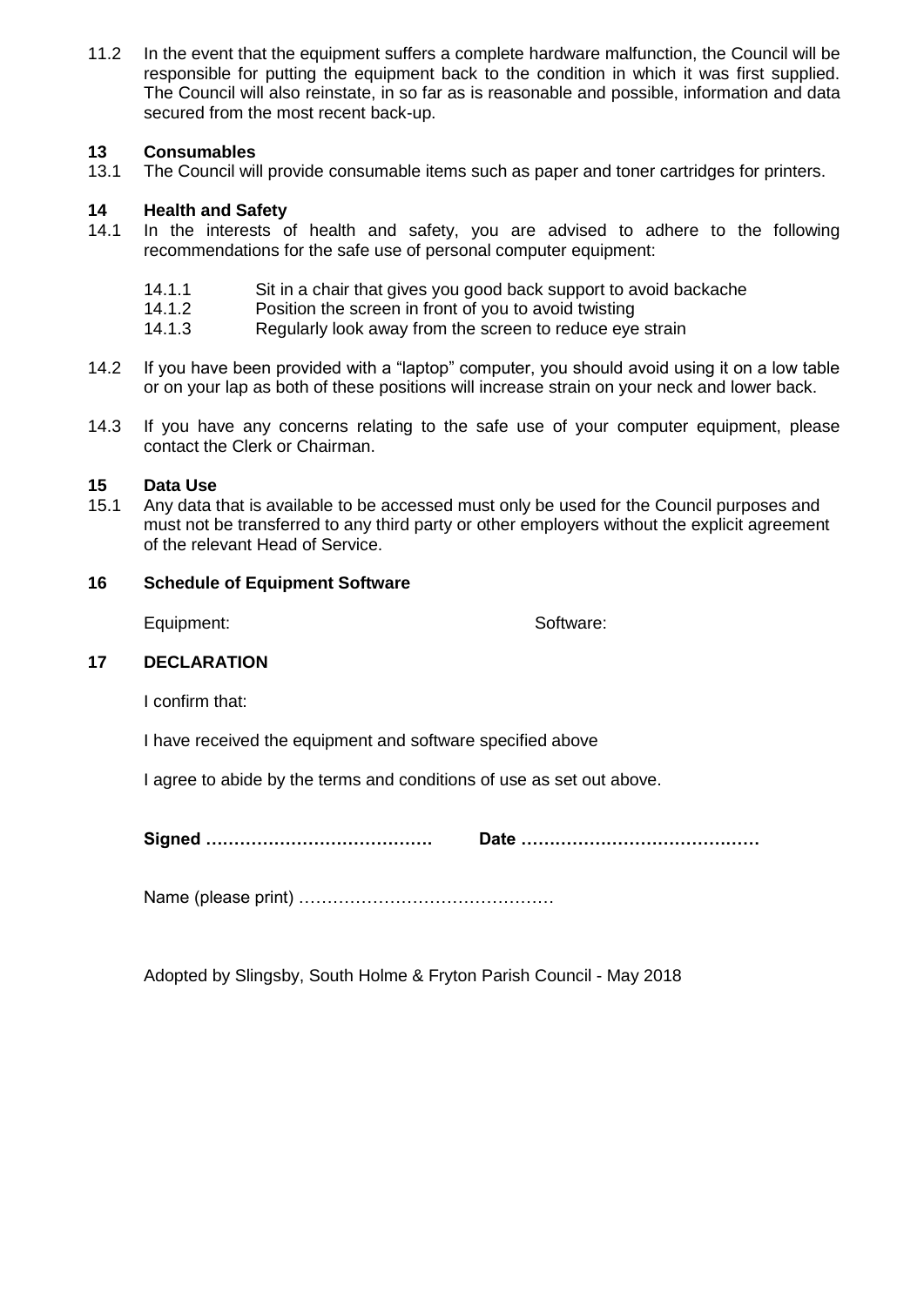11.2 In the event that the equipment suffers a complete hardware malfunction, the Council will be responsible for putting the equipment back to the condition in which it was first supplied. The Council will also reinstate, in so far as is reasonable and possible, information and data secured from the most recent back-up.

## 13 Consumables

13.1 The Council will provide consumable items such as paper and toner cartridges for printers.

## 14 Health and Safety

14.1 In the interests of health and safety, you are advised to adhere to the following recommendations for the safe use of personal computer equipment:

- 14.1.1 Sit in a chair that gives you good back support to avoid backache
- 14.1.2 Position the screen in front of you to avoid twisting
- 14.1.3 Regularly look away from the screen to reduce eye strain

14.2 If you have been provided with a "laptop" computer, you should avoid using it on a low table or on your lap as both of these positions will increase strain on your neck and lower back.

14.3 If you have any concerns relating to the safe use of your computer equipment, please contact the Clerk or Chairman.

## 15 Data Use

15.1 Any data that is available to be accessed must only be used for the Council purposes and must not be transferred to any third party or other employers without the explicit agreement of the relevant Head of Service.

## 16 Schedule of Equipment Software

Equipment: Software:

## 17 DECLARATION

I confirm that:

I have received the equipment and software specified above

I agree to abide by the terms and conditions of use as set out above.

**Signed …………………………………  Date ……………………………………**

Name (please print) ………………………………………

Adopted by Slingsby, South Holme & Fryton Parish Council - May 2018